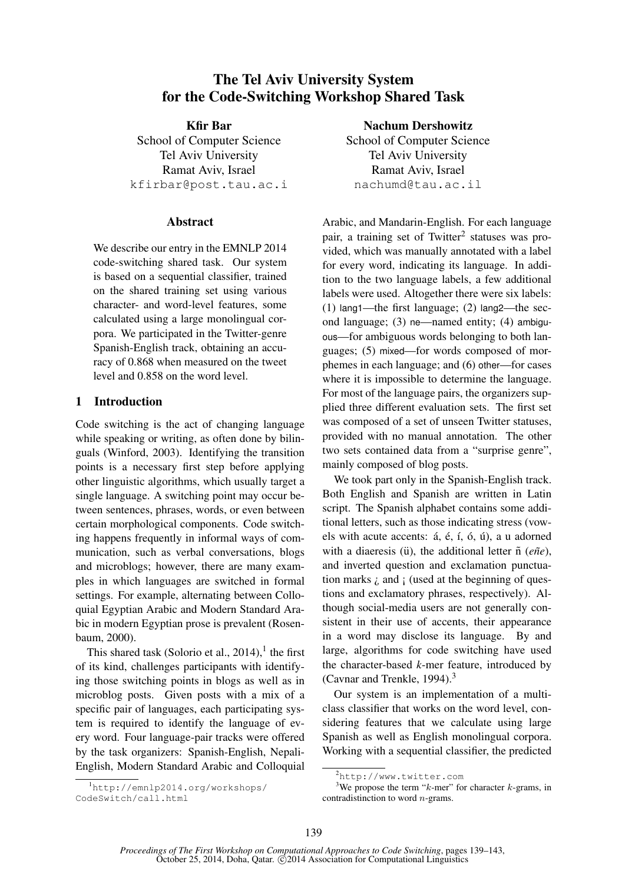# The Tel Aviv University System for the Code-Switching Workshop Shared Task

**Kfir Bar**
School of Computer Science
Tel Aviv University
Ramat Aviv, Israel
kfirbar@post.tau.ac.i

**Nachum Dershowitz**
School of Computer Science
Tel Aviv University
Ramat Aviv, Israel
nachumd@tau.ac.il

## Abstract

We describe our entry in the EMNLP 2014 code-switching shared task. Our system is based on a sequential classifier, trained on the shared training set using various character- and word-level features, some calculated using a large monolingual corpora. We participated in the Twitter-genre Spanish-English track, obtaining an accuracy of 0.868 when measured on the tweet level and 0.858 on the word level.

## 1 Introduction

Code switching is the act of changing language while speaking or writing, as often done by bilinguals (Winford, 2003). Identifying the transition points is a necessary first step before applying other linguistic algorithms, which usually target a single language. A switching point may occur between sentences, phrases, words, or even between certain morphological components. Code switching happens frequently in informal ways of communication, such as verbal conversations, blogs and microblogs; however, there are many examples in which languages are switched in formal settings. For example, alternating between Colloquial Egyptian Arabic and Modern Standard Arabic in modern Egyptian prose is prevalent (Rosenbaum, 2000).

This shared task (Solorio et al., 2014),[1] the first of its kind, challenges participants with identifying those switching points in blogs as well as in microblog posts. Given posts with a mix of a specific pair of languages, each participating system is required to identify the language of every word. Four language-pair tracks were offered by the task organizers: Spanish-English, Nepali-English, Modern Standard Arabic and Colloquial Arabic, and Mandarin-English. For each language pair, a training set of Twitter[2] statuses was provided, which was manually annotated with a label for every word, indicating its language. In addition to the two language labels, a few additional labels were used. Altogether there were six labels: (1) lang1—the first language; (2) lang2—the second language; (3) ne—named entity; (4) ambiguous—for ambiguous words belonging to both languages; (5) mixed—for words composed of morphemes in each language; and (6) other—for cases where it is impossible to determine the language. For most of the language pairs, the organizers supplied three different evaluation sets. The first set was composed of a set of unseen Twitter statuses, provided with no manual annotation. The other two sets contained data from a "surprise genre", mainly composed of blog posts.

We took part only in the Spanish-English track. Both English and Spanish are written in Latin script. The Spanish alphabet contains some additional letters, such as those indicating stress (vowels with acute accents: á, é, í, ó, ú), a u adorned with a diaeresis (ü), the additional letter ñ (*eñe*), and inverted question and exclamation punctuation marks ¿ and ¡ (used at the beginning of questions and exclamatory phrases, respectively). Although social-media users are not generally consistent in their use of accents, their appearance in a word may disclose its language. By and large, algorithms for code switching have used the character-based $k$-mer feature, introduced by (Cavnar and Trenkle, 1994).[3]

Our system is an implementation of a multi-class classifier that works on the word level, considering features that we calculate using large Spanish as well as English monolingual corpora. Working with a sequential classifier, the predicted

[1] http://emnlp2014.org/workshops/CodeSwitch/call.html

[2] http://www.twitter.com

[3] We propose the term "$k$-mer" for character $k$-grams, in contradistinction to word $n$-grams.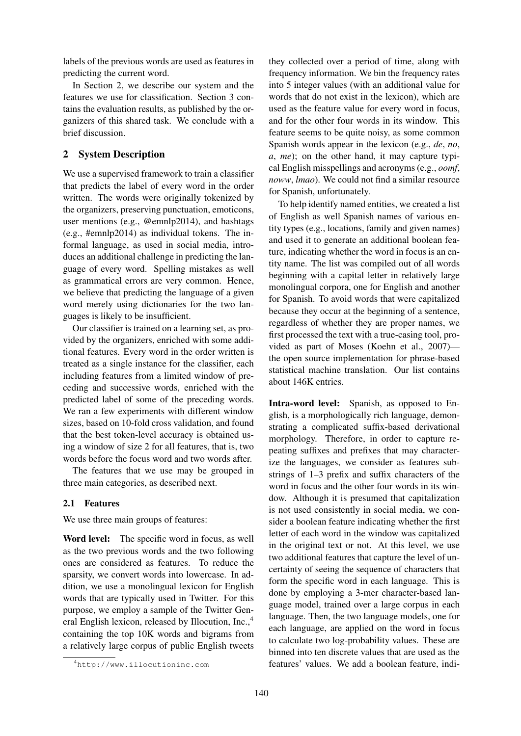labels of the previous words are used as features in predicting the current word.

In Section 2, we describe our system and the features we use for classification. Section 3 contains the evaluation results, as published by the organizers of this shared task. We conclude with a brief discussion.

## 2 System Description

We use a supervised framework to train a classifier that predicts the label of every word in the order written. The words were originally tokenized by the organizers, preserving punctuation, emoticons, user mentions (e.g., @emnlp2014), and hashtags (e.g., #emnlp2014) as individual tokens. The informal language, as used in social media, introduces an additional challenge in predicting the language of every word. Spelling mistakes as well as grammatical errors are very common. Hence, we believe that predicting the language of a given word merely using dictionaries for the two languages is likely to be insufficient.

Our classifier is trained on a learning set, as provided by the organizers, enriched with some additional features. Every word in the order written is treated as a single instance for the classifier, each including features from a limited window of preceding and successive words, enriched with the predicted label of some of the preceding words. We ran a few experiments with different window sizes, based on 10-fold cross validation, and found that the best token-level accuracy is obtained using a window of size 2 for all features, that is, two words before the focus word and two words after.

The features that we use may be grouped in three main categories, as described next.

### 2.1 Features

We use three main groups of features:

**Word level:** The specific word in focus, as well as the two previous words and the two following ones are considered as features. To reduce the sparsity, we convert words into lowercase. In addition, we use a monolingual lexicon for English words that are typically used in Twitter. For this purpose, we employ a sample of the Twitter General English lexicon, released by Illocution, Inc.,[4] containing the top 10K words and bigrams from a relatively large corpus of public English tweets they collected over a period of time, along with frequency information. We bin the frequency rates into 5 integer values (with an additional value for words that do not exist in the lexicon), which are used as the feature value for every word in focus, and for the other four words in its window. This feature seems to be quite noisy, as some common Spanish words appear in the lexicon (e.g., *de*, *no*, *a*, *me*); on the other hand, it may capture typical English misspellings and acronyms (e.g., *oomf*, *noww*, *lmao*). We could not find a similar resource for Spanish, unfortunately.

To help identify named entities, we created a list of English as well Spanish names of various entity types (e.g., locations, family and given names) and used it to generate an additional boolean feature, indicating whether the word in focus is an entity name. The list was compiled out of all words beginning with a capital letter in relatively large monolingual corpora, one for English and another for Spanish. To avoid words that were capitalized because they occur at the beginning of a sentence, regardless of whether they are proper names, we first processed the text with a true-casing tool, provided as part of Moses (Koehn et al., 2007)—the open source implementation for phrase-based statistical machine translation. Our list contains about 146K entries.

**Intra-word level:** Spanish, as opposed to English, is a morphologically rich language, demonstrating a complicated suffix-based derivational morphology. Therefore, in order to capture repeating suffixes and prefixes that may characterize the languages, we consider as features substrings of 1–3 prefix and suffix characters of the word in focus and the other four words in its window. Although it is presumed that capitalization is not used consistently in social media, we consider a boolean feature indicating whether the first letter of each word in the window was capitalized in the original text or not. At this level, we use two additional features that capture the level of uncertainty of seeing the sequence of characters that form the specific word in each language. This is done by employing a 3-mer character-based language model, trained over a large corpus in each language. Then, the two language models, one for each language, are applied on the word in focus to calculate two log-probability values. These are binned into ten discrete values that are used as the features' values. We add a boolean feature, indi-

[4] http://www.illocutioninc.com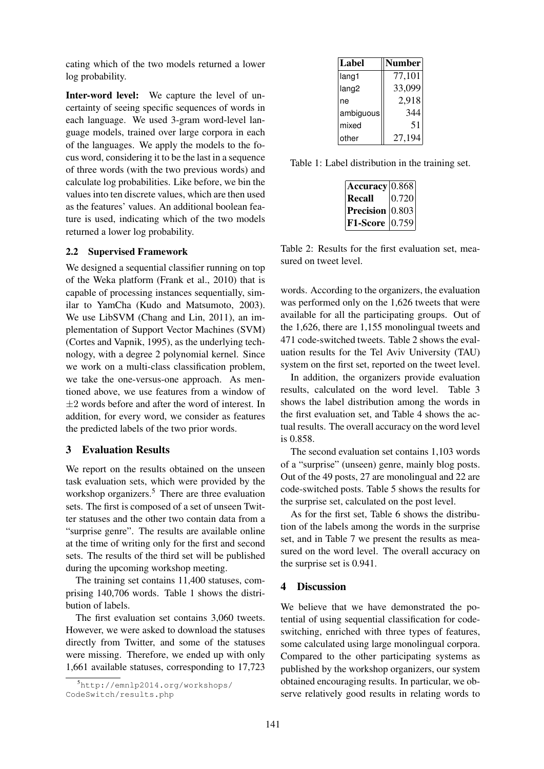cating which of the two models returned a lower log probability.

**Inter-word level:** We capture the level of uncertainty of seeing specific sequences of words in each language. We used 3-gram word-level language models, trained over large corpora in each of the languages. We apply the models to the focus word, considering it to be the last in a sequence of three words (with the two previous words) and calculate log probabilities. Like before, we bin the values into ten discrete values, which are then used as the features' values. An additional boolean feature is used, indicating which of the two models returned a lower log probability.

### 2.2 Supervised Framework

We designed a sequential classifier running on top of the Weka platform (Frank et al., 2010) that is capable of processing instances sequentially, similar to YamCha (Kudo and Matsumoto, 2003). We use LibSVM (Chang and Lin, 2011), an implementation of Support Vector Machines (SVM) (Cortes and Vapnik, 1995), as the underlying technology, with a degree 2 polynomial kernel. Since we work on a multi-class classification problem, we take the one-versus-one approach. As mentioned above, we use features from a window of $\pm 2$ words before and after the word of interest. In addition, for every word, we consider as features the predicted labels of the two prior words.

## 3 Evaluation Results

We report on the results obtained on the unseen task evaluation sets, which were provided by the workshop organizers.[5] There are three evaluation sets. The first is composed of a set of unseen Twitter statuses and the other two contain data from a "surprise genre". The results are available online at the time of writing only for the first and second sets. The results of the third set will be published during the upcoming workshop meeting.

The training set contains 11,400 statuses, comprising 140,706 words. Table 1 shows the distribution of labels.

| Label | Number |
|---|---|
| lang1 | 77,101 |
| lang2 | 33,099 |
| ne | 2,918 |
| ambiguous | 344 |
| mixed | 51 |
| other | 27,194 |

Table 1: Label distribution in the training set.

The first evaluation set contains 3,060 tweets. However, we were asked to download the statuses directly from Twitter, and some of the statuses were missing. Therefore, we ended up with only 1,661 available statuses, corresponding to 17,723 words. According to the organizers, the evaluation was performed only on the 1,626 tweets that were available for all the participating groups. Out of the 1,626, there are 1,155 monolingual tweets and 471 code-switched tweets. Table 2 shows the evaluation results for the Tel Aviv University (TAU) system on the first set, reported on the tweet level.

| | |
|---|---|
| **Accuracy** | 0.868 |
| **Recall** | 0.720 |
| **Precision** | 0.803 |
| **F1-Score** | 0.759 |

Table 2: Results for the first evaluation set, measured on tweet level.

In addition, the organizers provide evaluation results, calculated on the word level. Table 3 shows the label distribution among the words in the first evaluation set, and Table 4 shows the actual results. The overall accuracy on the word level is 0.858.

The second evaluation set contains 1,103 words of a "surprise" (unseen) genre, mainly blog posts. Out of the 49 posts, 27 are monolingual and 22 are code-switched posts. Table 5 shows the results for the surprise set, calculated on the post level.

As for the first set, Table 6 shows the distribution of the labels among the words in the surprise set, and in Table 7 we present the results as measured on the word level. The overall accuracy on the surprise set is 0.941.

## 4 Discussion

We believe that we have demonstrated the potential of using sequential classification for code-switching, enriched with three types of features, some calculated using large monolingual corpora. Compared to the other participating systems as published by the workshop organizers, our system obtained encouraging results. In particular, we observe relatively good results in relating words to

[5] http://emnlp2014.org/workshops/CodeSwitch/results.php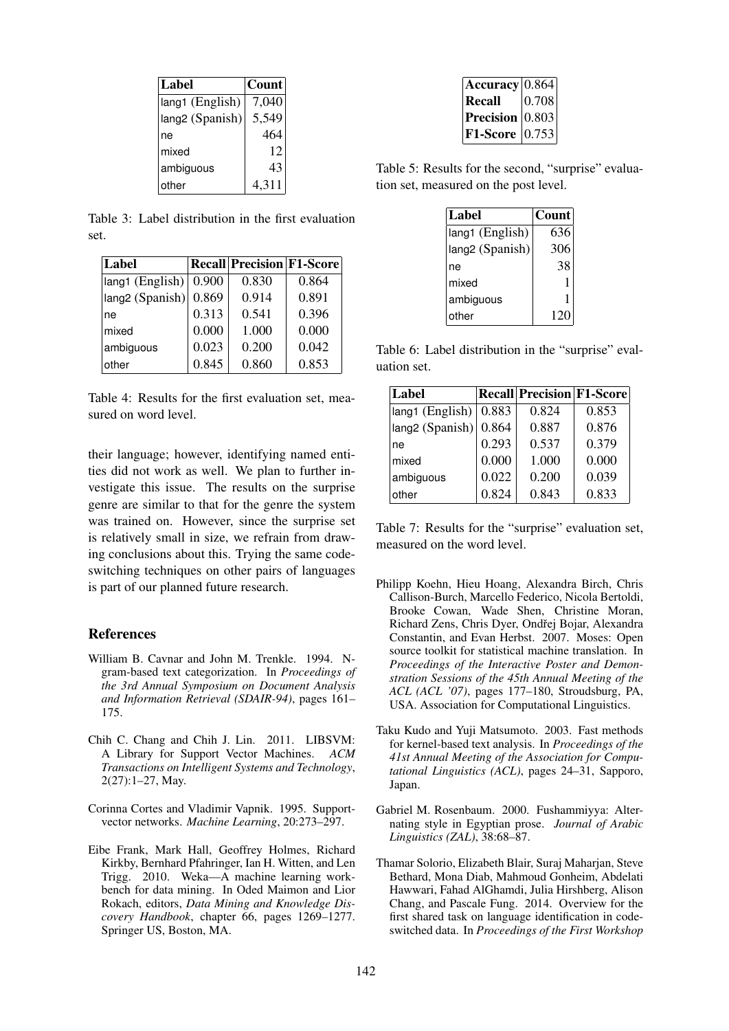| Label | Count |
|---|---|
| lang1 (English) | 7,040 |
| lang2 (Spanish) | 5,549 |
| ne | 464 |
| mixed | 12 |
| ambiguous | 43 |
| other | 4,311 |

Table 3: Label distribution in the first evaluation set.

| Label | Recall | Precision | F1-Score |
|---|---|---|---|
| lang1 (English) | 0.900 | 0.830 | 0.864 |
| lang2 (Spanish) | 0.869 | 0.914 | 0.891 |
| ne | 0.313 | 0.541 | 0.396 |
| mixed | 0.000 | 1.000 | 0.000 |
| ambiguous | 0.023 | 0.200 | 0.042 |
| other | 0.845 | 0.860 | 0.853 |

Table 4: Results for the first evaluation set, measured on word level.

their language; however, identifying named entities did not work as well. We plan to further investigate this issue. The results on the surprise genre are similar to that for the genre the system was trained on. However, since the surprise set is relatively small in size, we refrain from drawing conclusions about this. Trying the same code-switching techniques on other pairs of languages is part of our planned future research.

| | |
|---|---|
| **Accuracy** | 0.864 |
| **Recall** | 0.708 |
| **Precision** | 0.803 |
| **F1-Score** | 0.753 |

Table 5: Results for the second, "surprise" evaluation set, measured on the post level.

| Label | Count |
|---|---|
| lang1 (English) | 636 |
| lang2 (Spanish) | 306 |
| ne | 38 |
| mixed | 1 |
| ambiguous | 1 |
| other | 120 |

Table 6: Label distribution in the "surprise" evaluation set.

| Label | Recall | Precision | F1-Score |
|---|---|---|---|
| lang1 (English) | 0.883 | 0.824 | 0.853 |
| lang2 (Spanish) | 0.864 | 0.887 | 0.876 |
| ne | 0.293 | 0.537 | 0.379 |
| mixed | 0.000 | 1.000 | 0.000 |
| ambiguous | 0.022 | 0.200 | 0.039 |
| other | 0.824 | 0.843 | 0.833 |

Table 7: Results for the "surprise" evaluation set, measured on the word level.

## References

William B. Cavnar and John M. Trenkle. 1994. N-gram-based text categorization. In *Proceedings of the 3rd Annual Symposium on Document Analysis and Information Retrieval (SDAIR-94)*, pages 161–175.

Chih C. Chang and Chih J. Lin. 2011. LIBSVM: A Library for Support Vector Machines. *ACM Transactions on Intelligent Systems and Technology*, 2(27):1–27, May.

Corinna Cortes and Vladimir Vapnik. 1995. Support-vector networks. *Machine Learning*, 20:273–297.

Eibe Frank, Mark Hall, Geoffrey Holmes, Richard Kirkby, Bernhard Pfahringer, Ian H. Witten, and Len Trigg. 2010. Weka—A machine learning workbench for data mining. In Oded Maimon and Lior Rokach, editors, *Data Mining and Knowledge Discovery Handbook*, chapter 66, pages 1269–1277. Springer US, Boston, MA.

Philipp Koehn, Hieu Hoang, Alexandra Birch, Chris Callison-Burch, Marcello Federico, Nicola Bertoldi, Brooke Cowan, Wade Shen, Christine Moran, Richard Zens, Chris Dyer, Ondřej Bojar, Alexandra Constantin, and Evan Herbst. 2007. Moses: Open source toolkit for statistical machine translation. In *Proceedings of the Interactive Poster and Demonstration Sessions of the 45th Annual Meeting of the ACL (ACL '07)*, pages 177–180, Stroudsburg, PA, USA. Association for Computational Linguistics.

Taku Kudo and Yuji Matsumoto. 2003. Fast methods for kernel-based text analysis. In *Proceedings of the 41st Annual Meeting of the Association for Computational Linguistics (ACL)*, pages 24–31, Sapporo, Japan.

Gabriel M. Rosenbaum. 2000. Fushammiyya: Alternating style in Egyptian prose. *Journal of Arabic Linguistics (ZAL)*, 38:68–87.

Thamar Solorio, Elizabeth Blair, Suraj Maharjan, Steve Bethard, Mona Diab, Mahmoud Gonheim, Abdelati Hawwari, Fahad AlGhamdi, Julia Hirshberg, Alison Chang, and Pascale Fung. 2014. Overview for the first shared task on language identification in code-switched data. In *Proceedings of the First Workshop*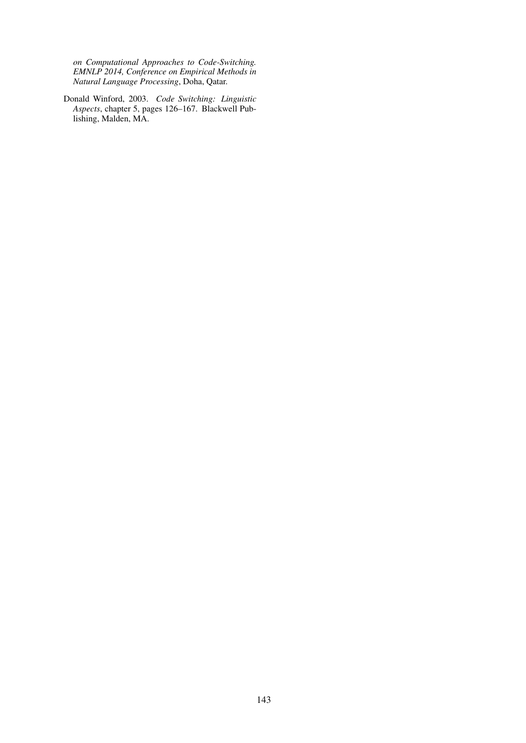*on Computational Approaches to Code-Switching. EMNLP 2014, Conference on Empirical Methods in Natural Language Processing*, Doha, Qatar.

Donald Winford, 2003. *Code Switching: Linguistic Aspects*, chapter 5, pages 126–167. Blackwell Publishing, Malden, MA.